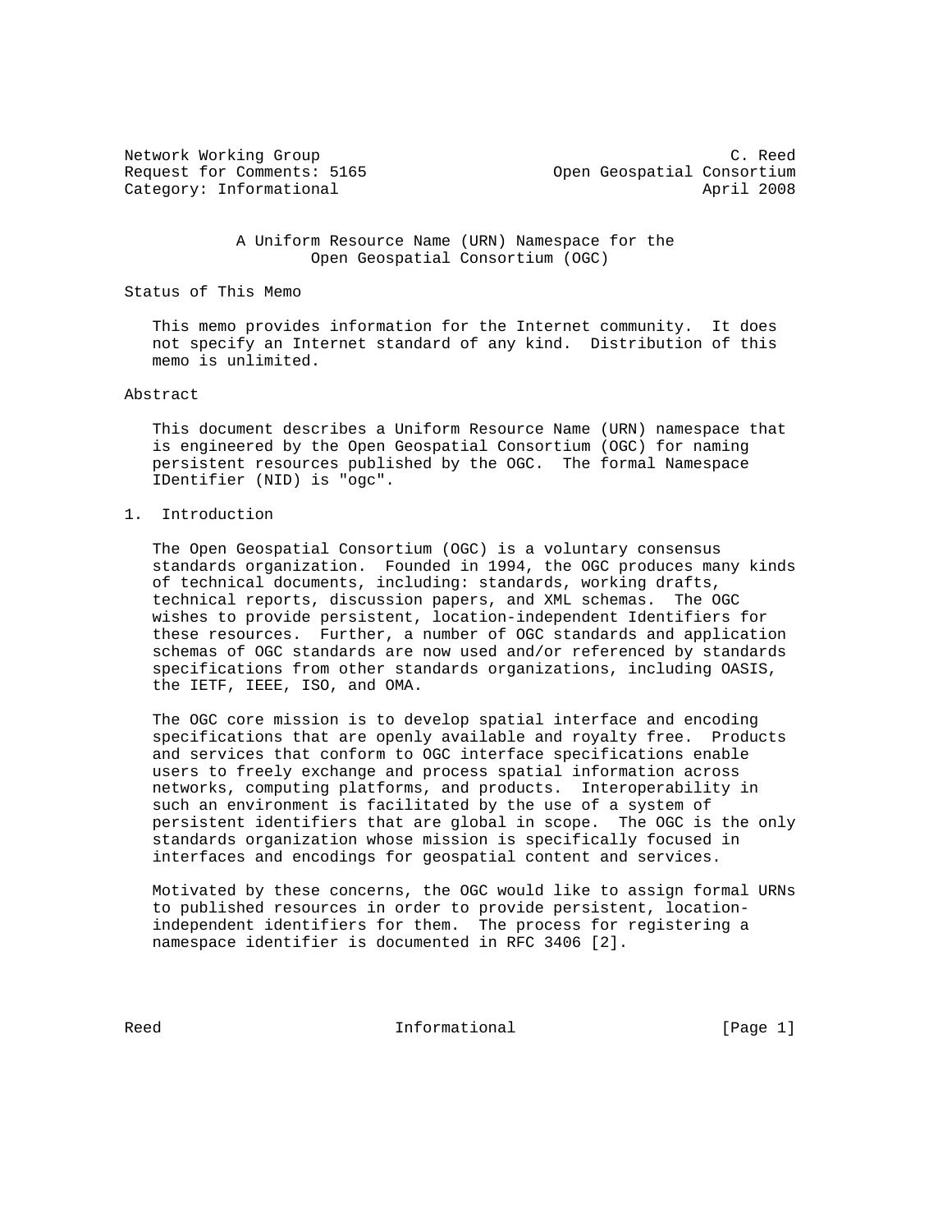Network Working Group C. Reed
Request for Comments: 5165 Open Geospatial Consortium
Category: Informational April 2008

# A Uniform Resource Name (URN) Namespace for the Open Geospatial Consortium (OGC)

## Status of This Memo

This memo provides information for the Internet community. It does not specify an Internet standard of any kind. Distribution of this memo is unlimited.

## Abstract

This document describes a Uniform Resource Name (URN) namespace that is engineered by the Open Geospatial Consortium (OGC) for naming persistent resources published by the OGC. The formal Namespace IDentifier (NID) is "ogc".

## 1. Introduction

The Open Geospatial Consortium (OGC) is a voluntary consensus standards organization. Founded in 1994, the OGC produces many kinds of technical documents, including: standards, working drafts, technical reports, discussion papers, and XML schemas. The OGC wishes to provide persistent, location-independent Identifiers for these resources. Further, a number of OGC standards and application schemas of OGC standards are now used and/or referenced by standards specifications from other standards organizations, including OASIS, the IETF, IEEE, ISO, and OMA.

The OGC core mission is to develop spatial interface and encoding specifications that are openly available and royalty free. Products and services that conform to OGC interface specifications enable users to freely exchange and process spatial information across networks, computing platforms, and products. Interoperability in such an environment is facilitated by the use of a system of persistent identifiers that are global in scope. The OGC is the only standards organization whose mission is specifically focused in interfaces and encodings for geospatial content and services.

Motivated by these concerns, the OGC would like to assign formal URNs to published resources in order to provide persistent, location-independent identifiers for them. The process for registering a namespace identifier is documented in RFC 3406 [2].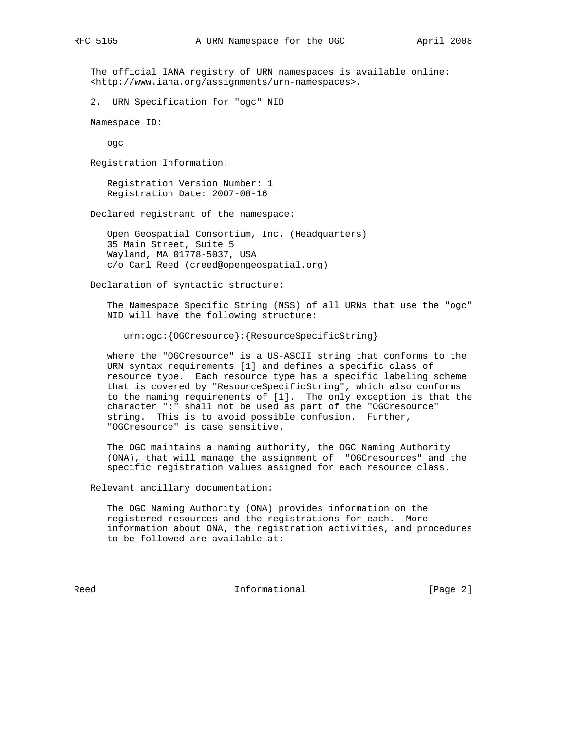The official IANA registry of URN namespaces is available online: <http://www.iana.org/assignments/urn-namespaces>.

## 2. URN Specification for "ogc" NID

Namespace ID:

ogc

Registration Information:

Registration Version Number: 1
Registration Date: 2007-08-16

Declared registrant of the namespace:

Open Geospatial Consortium, Inc. (Headquarters)
35 Main Street, Suite 5
Wayland, MA 01778-5037, USA
c/o Carl Reed (creed@opengeospatial.org)

Declaration of syntactic structure:

The Namespace Specific String (NSS) of all URNs that use the "ogc" NID will have the following structure:

```
urn:ogc:{OGCresource}:{ResourceSpecificString}
```

where the "OGCresource" is a US-ASCII string that conforms to the URN syntax requirements [1] and defines a specific class of resource type. Each resource type has a specific labeling scheme that is covered by "ResourceSpecificString", which also conforms to the naming requirements of [1]. The only exception is that the character ":" shall not be used as part of the "OGCresource" string. This is to avoid possible confusion. Further, "OGCresource" is case sensitive.

The OGC maintains a naming authority, the OGC Naming Authority (ONA), that will manage the assignment of "OGCresources" and the specific registration values assigned for each resource class.

Relevant ancillary documentation:

The OGC Naming Authority (ONA) provides information on the registered resources and the registrations for each. More information about ONA, the registration activities, and procedures to be followed are available at: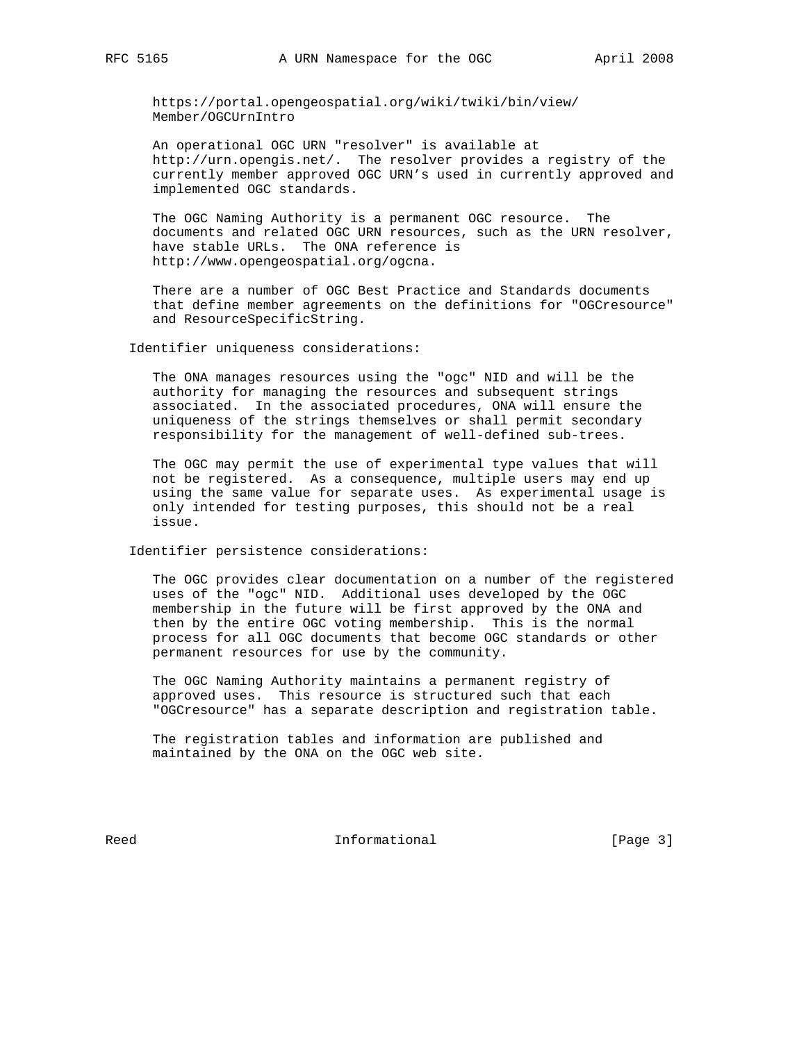https://portal.opengeospatial.org/wiki/twiki/bin/view/Member/OGCUrnIntro

An operational OGC URN "resolver" is available at http://urn.opengis.net/. The resolver provides a registry of the currently member approved OGC URN’s used in currently approved and implemented OGC standards.

The OGC Naming Authority is a permanent OGC resource. The documents and related OGC URN resources, such as the URN resolver, have stable URLs. The ONA reference is http://www.opengeospatial.org/ogcna.

There are a number of OGC Best Practice and Standards documents that define member agreements on the definitions for "OGCresource" and ResourceSpecificString.

Identifier uniqueness considerations:

The ONA manages resources using the "ogc" NID and will be the authority for managing the resources and subsequent strings associated. In the associated procedures, ONA will ensure the uniqueness of the strings themselves or shall permit secondary responsibility for the management of well-defined sub-trees.

The OGC may permit the use of experimental type values that will not be registered. As a consequence, multiple users may end up using the same value for separate uses. As experimental usage is only intended for testing purposes, this should not be a real issue.

Identifier persistence considerations:

The OGC provides clear documentation on a number of the registered uses of the "ogc" NID. Additional uses developed by the OGC membership in the future will be first approved by the ONA and then by the entire OGC voting membership. This is the normal process for all OGC documents that become OGC standards or other permanent resources for use by the community.

The OGC Naming Authority maintains a permanent registry of approved uses. This resource is structured such that each "OGCresource" has a separate description and registration table.

The registration tables and information are published and maintained by the ONA on the OGC web site.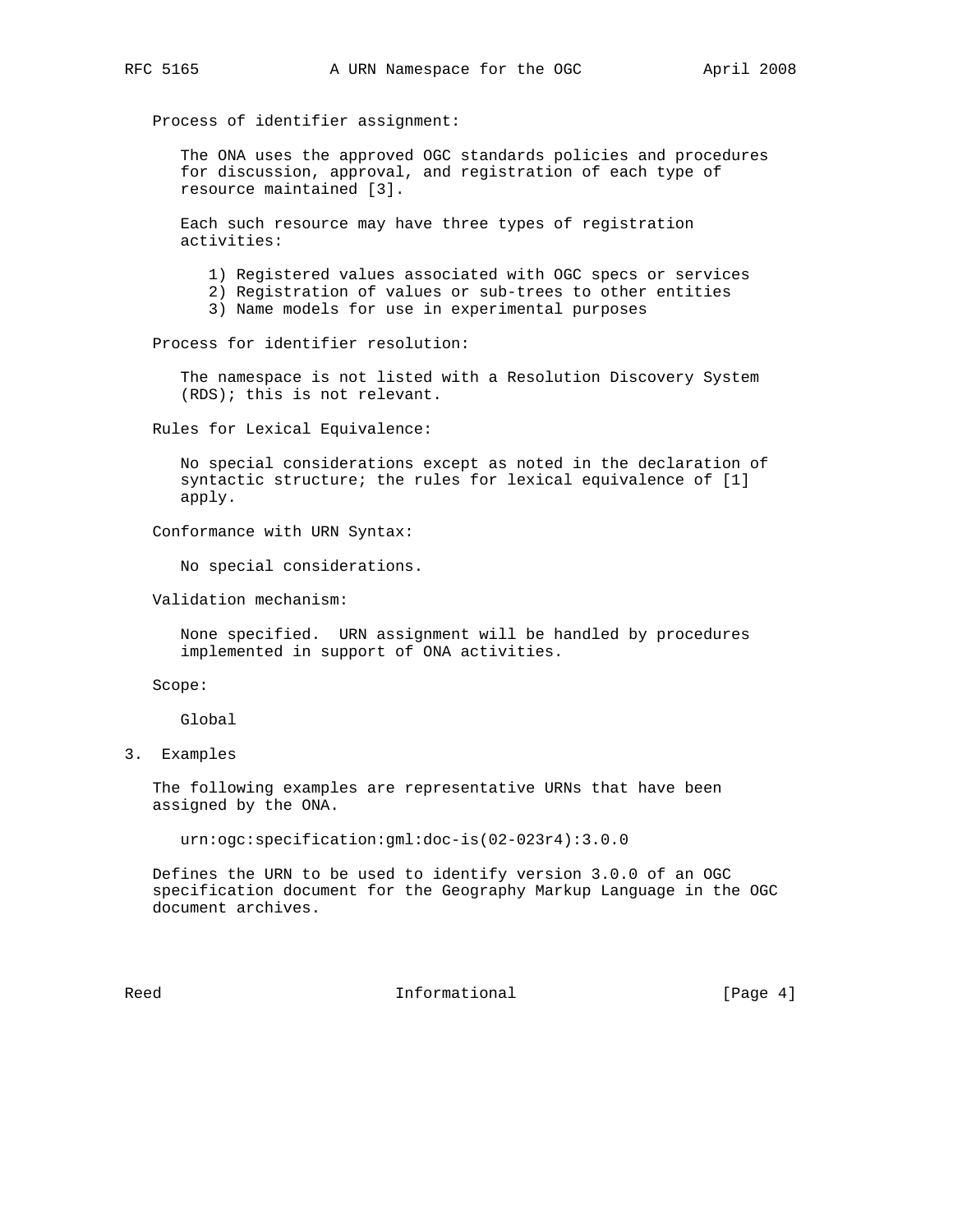Process of identifier assignment:

The ONA uses the approved OGC standards policies and procedures for discussion, approval, and registration of each type of resource maintained [3].

Each such resource may have three types of registration activities:

1) Registered values associated with OGC specs or services
2) Registration of values or sub-trees to other entities
3) Name models for use in experimental purposes

Process for identifier resolution:

The namespace is not listed with a Resolution Discovery System (RDS); this is not relevant.

Rules for Lexical Equivalence:

No special considerations except as noted in the declaration of syntactic structure; the rules for lexical equivalence of [1] apply.

Conformance with URN Syntax:

No special considerations.

Validation mechanism:

None specified. URN assignment will be handled by procedures implemented in support of ONA activities.

Scope:

Global

## 3. Examples

The following examples are representative URNs that have been assigned by the ONA.

```
urn:ogc:specification:gml:doc-is(02-023r4):3.0.0
```

Defines the URN to be used to identify version 3.0.0 of an OGC specification document for the Geography Markup Language in the OGC document archives.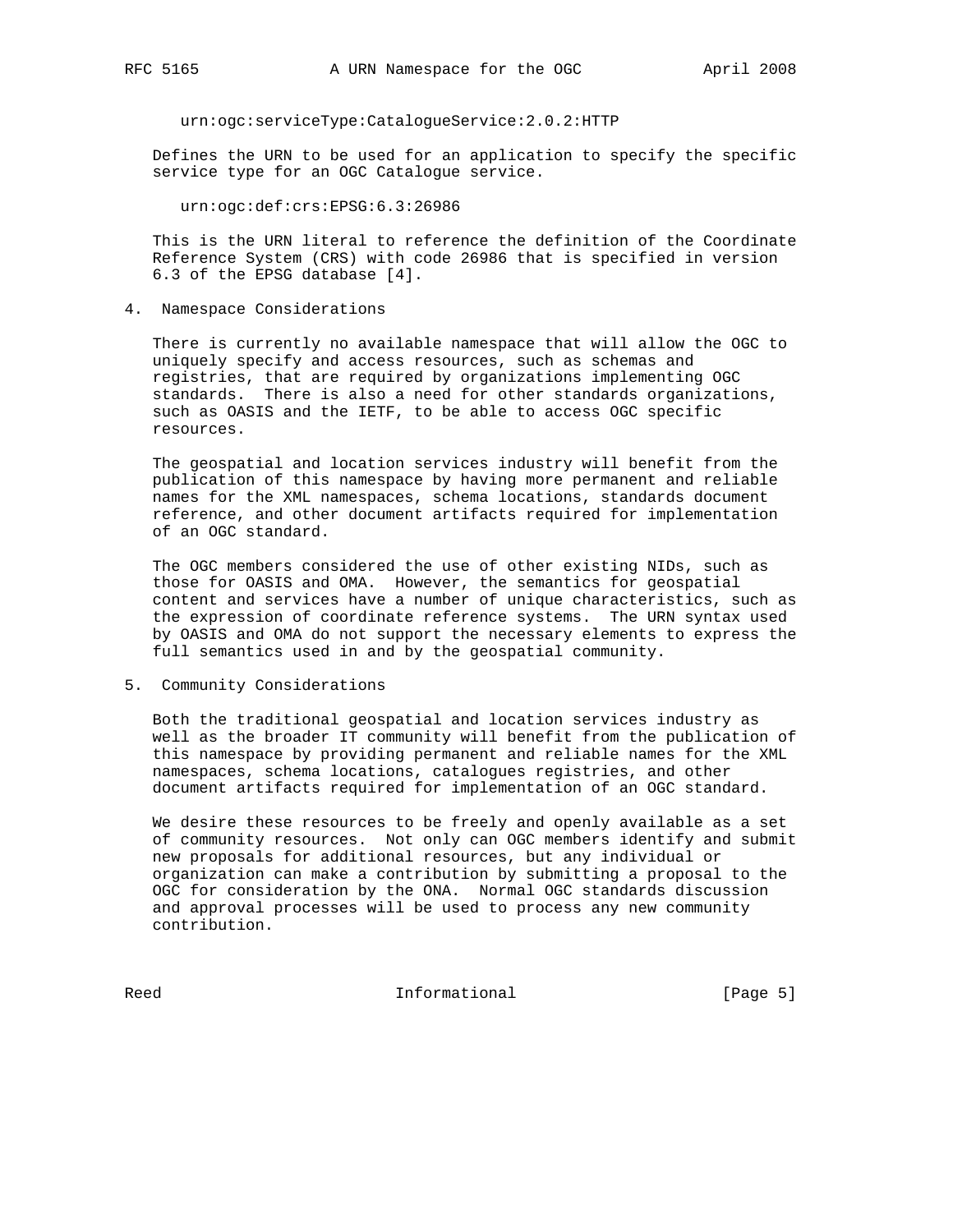```
urn:ogc:serviceType:CatalogueService:2.0.2:HTTP
```

Defines the URN to be used for an application to specify the specific service type for an OGC Catalogue service.

```
urn:ogc:def:crs:EPSG:6.3:26986
```

This is the URN literal to reference the definition of the Coordinate Reference System (CRS) with code 26986 that is specified in version 6.3 of the EPSG database [4].

## 4. Namespace Considerations

There is currently no available namespace that will allow the OGC to uniquely specify and access resources, such as schemas and registries, that are required by organizations implementing OGC standards. There is also a need for other standards organizations, such as OASIS and the IETF, to be able to access OGC specific resources.

The geospatial and location services industry will benefit from the publication of this namespace by having more permanent and reliable names for the XML namespaces, schema locations, standards document reference, and other document artifacts required for implementation of an OGC standard.

The OGC members considered the use of other existing NIDs, such as those for OASIS and OMA. However, the semantics for geospatial content and services have a number of unique characteristics, such as the expression of coordinate reference systems. The URN syntax used by OASIS and OMA do not support the necessary elements to express the full semantics used in and by the geospatial community.

## 5. Community Considerations

Both the traditional geospatial and location services industry as well as the broader IT community will benefit from the publication of this namespace by providing permanent and reliable names for the XML namespaces, schema locations, catalogues registries, and other document artifacts required for implementation of an OGC standard.

We desire these resources to be freely and openly available as a set of community resources. Not only can OGC members identify and submit new proposals for additional resources, but any individual or organization can make a contribution by submitting a proposal to the OGC for consideration by the ONA. Normal OGC standards discussion and approval processes will be used to process any new community contribution.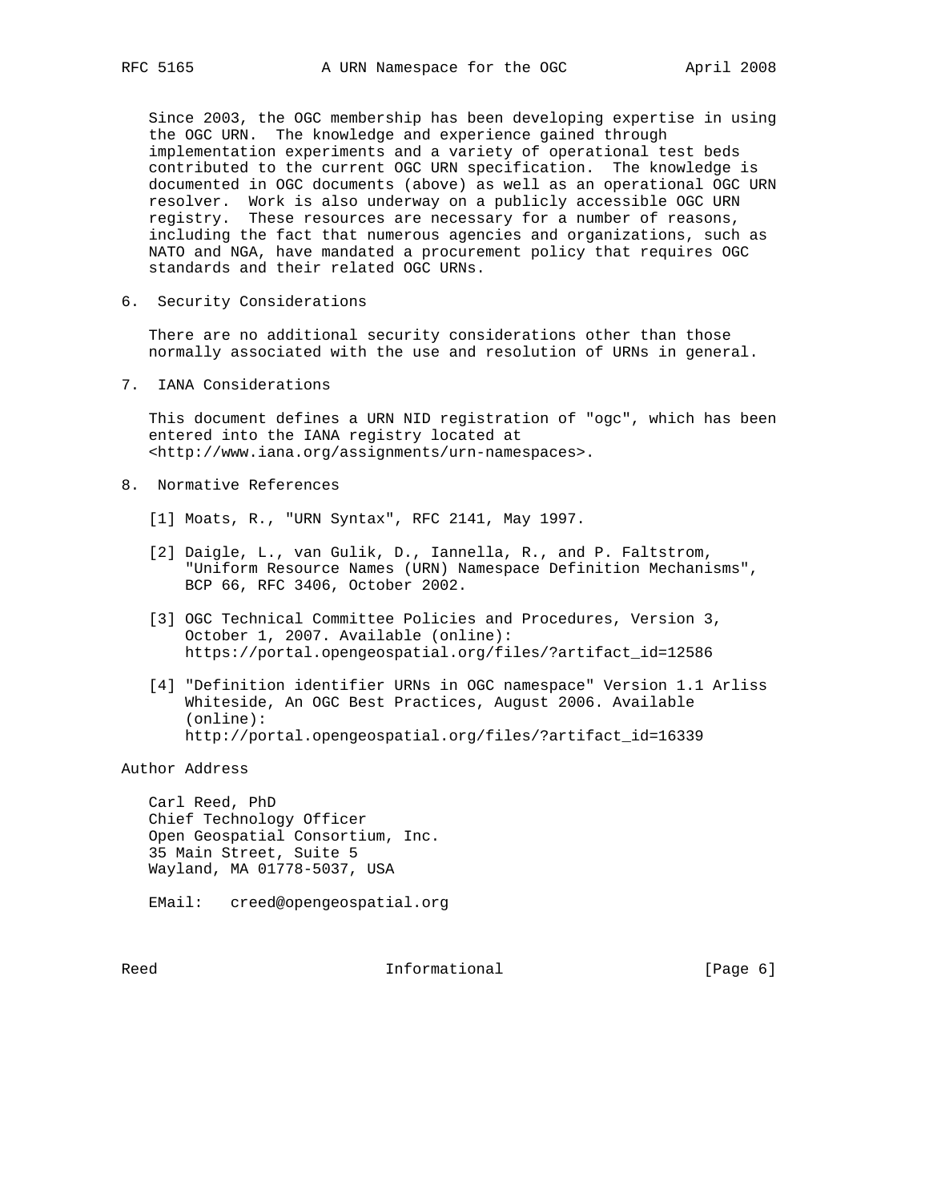Since 2003, the OGC membership has been developing expertise in using the OGC URN. The knowledge and experience gained through implementation experiments and a variety of operational test beds contributed to the current OGC URN specification. The knowledge is documented in OGC documents (above) as well as an operational OGC URN resolver. Work is also underway on a publicly accessible OGC URN registry. These resources are necessary for a number of reasons, including the fact that numerous agencies and organizations, such as NATO and NGA, have mandated a procurement policy that requires OGC standards and their related OGC URNs.

## 6. Security Considerations

There are no additional security considerations other than those normally associated with the use and resolution of URNs in general.

## 7. IANA Considerations

This document defines a URN NID registration of "ogc", which has been entered into the IANA registry located at <http://www.iana.org/assignments/urn-namespaces>.

## 8. Normative References

[1] Moats, R., "URN Syntax", RFC 2141, May 1997.

[2] Daigle, L., van Gulik, D., Iannella, R., and P. Faltstrom, "Uniform Resource Names (URN) Namespace Definition Mechanisms", BCP 66, RFC 3406, October 2002.

[3] OGC Technical Committee Policies and Procedures, Version 3, October 1, 2007. Available (online): https://portal.opengeospatial.org/files/?artifact_id=12586

[4] "Definition identifier URNs in OGC namespace" Version 1.1 Arliss Whiteside, An OGC Best Practices, August 2006. Available (online): http://portal.opengeospatial.org/files/?artifact_id=16339

## Author Address

Carl Reed, PhD
Chief Technology Officer
Open Geospatial Consortium, Inc.
35 Main Street, Suite 5
Wayland, MA 01778-5037, USA

EMail: creed@opengeospatial.org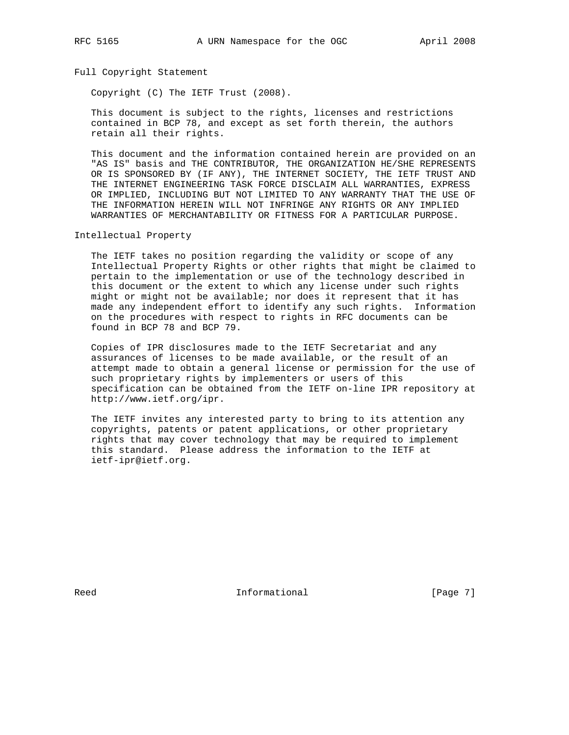## Full Copyright Statement

Copyright (C) The IETF Trust (2008).

This document is subject to the rights, licenses and restrictions contained in BCP 78, and except as set forth therein, the authors retain all their rights.

This document and the information contained herein are provided on an "AS IS" basis and THE CONTRIBUTOR, THE ORGANIZATION HE/SHE REPRESENTS OR IS SPONSORED BY (IF ANY), THE INTERNET SOCIETY, THE IETF TRUST AND THE INTERNET ENGINEERING TASK FORCE DISCLAIM ALL WARRANTIES, EXPRESS OR IMPLIED, INCLUDING BUT NOT LIMITED TO ANY WARRANTY THAT THE USE OF THE INFORMATION HEREIN WILL NOT INFRINGE ANY RIGHTS OR ANY IMPLIED WARRANTIES OF MERCHANTABILITY OR FITNESS FOR A PARTICULAR PURPOSE.

## Intellectual Property

The IETF takes no position regarding the validity or scope of any Intellectual Property Rights or other rights that might be claimed to pertain to the implementation or use of the technology described in this document or the extent to which any license under such rights might or might not be available; nor does it represent that it has made any independent effort to identify any such rights. Information on the procedures with respect to rights in RFC documents can be found in BCP 78 and BCP 79.

Copies of IPR disclosures made to the IETF Secretariat and any assurances of licenses to be made available, or the result of an attempt made to obtain a general license or permission for the use of such proprietary rights by implementers or users of this specification can be obtained from the IETF on-line IPR repository at http://www.ietf.org/ipr.

The IETF invites any interested party to bring to its attention any copyrights, patents or patent applications, or other proprietary rights that may cover technology that may be required to implement this standard. Please address the information to the IETF at ietf-ipr@ietf.org.